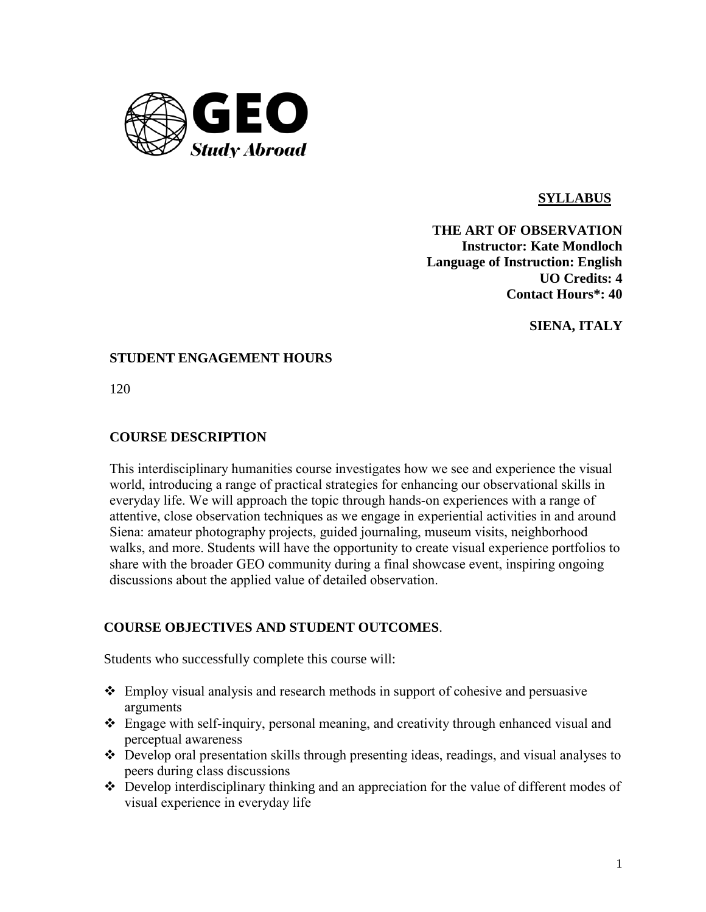GEO Study Abroad

**SYLLABUS**

**THE ART OF OBSERVATION**
**Instructor: Kate Mondloch**
**Language of Instruction: English**
**UO Credits: 4**
**Contact Hours*: 40**

**SIENA, ITALY**

## STUDENT ENGAGEMENT HOURS

120

## COURSE DESCRIPTION

This interdisciplinary humanities course investigates how we see and experience the visual world, introducing a range of practical strategies for enhancing our observational skills in everyday life. We will approach the topic through hands-on experiences with a range of attentive, close observation techniques as we engage in experiential activities in and around Siena: amateur photography projects, guided journaling, museum visits, neighborhood walks, and more. Students will have the opportunity to create visual experience portfolios to share with the broader GEO community during a final showcase event, inspiring ongoing discussions about the applied value of detailed observation.

## COURSE OBJECTIVES AND STUDENT OUTCOMES.

Students who successfully complete this course will:

- Employ visual analysis and research methods in support of cohesive and persuasive arguments
- Engage with self-inquiry, personal meaning, and creativity through enhanced visual and perceptual awareness
- Develop oral presentation skills through presenting ideas, readings, and visual analyses to peers during class discussions
- Develop interdisciplinary thinking and an appreciation for the value of different modes of visual experience in everyday life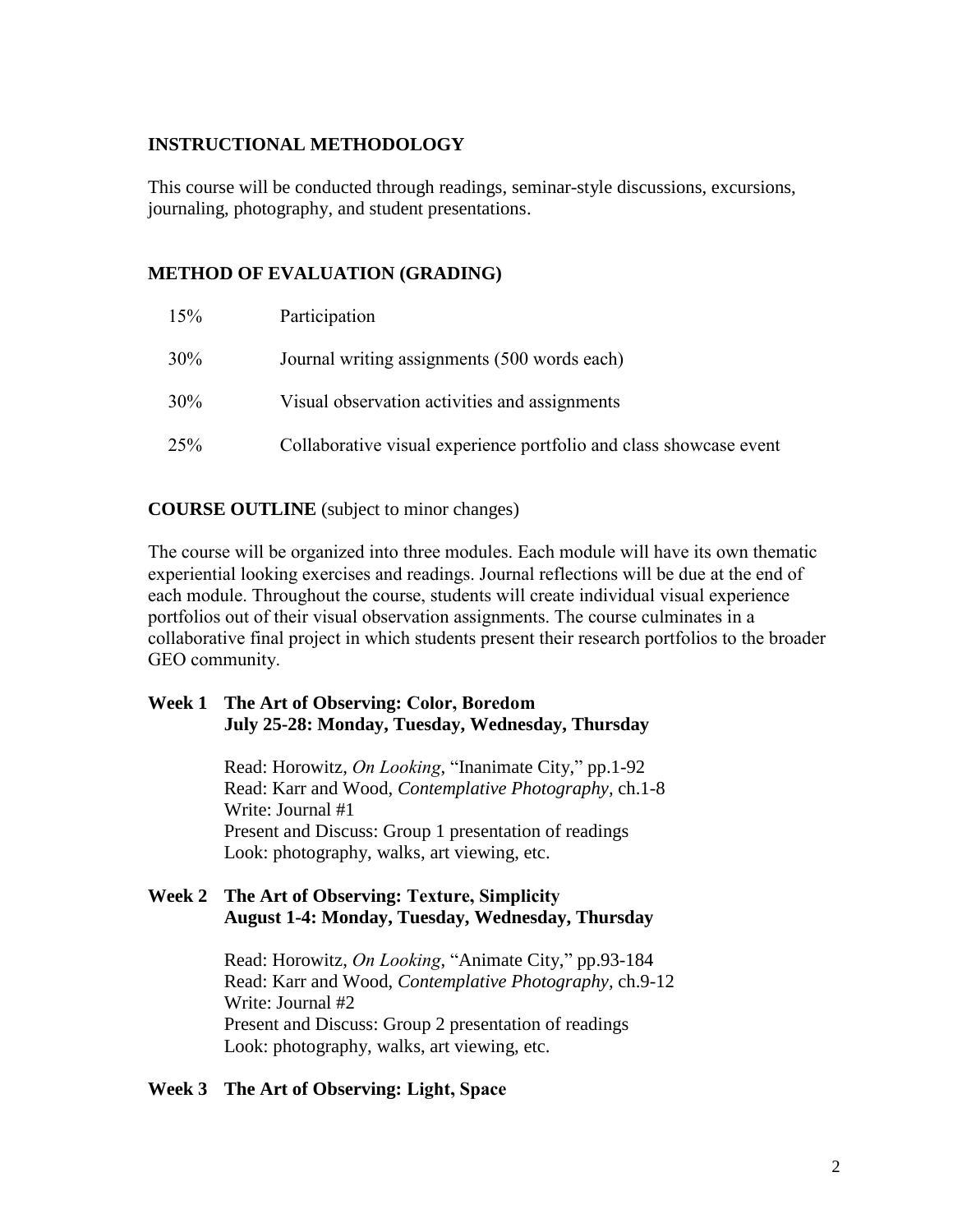## INSTRUCTIONAL METHODOLOGY

This course will be conducted through readings, seminar-style discussions, excursions, journaling, photography, and student presentations.

## METHOD OF EVALUATION (GRADING)

| | |
|---|---|
| 15% | Participation |
| 30% | Journal writing assignments (500 words each) |
| 30% | Visual observation activities and assignments |
| 25% | Collaborative visual experience portfolio and class showcase event |

## COURSE OUTLINE (subject to minor changes)

The course will be organized into three modules. Each module will have its own thematic experiential looking exercises and readings. Journal reflections will be due at the end of each module. Throughout the course, students will create individual visual experience portfolios out of their visual observation assignments. The course culminates in a collaborative final project in which students present their research portfolios to the broader GEO community.

### Week 1 The Art of Observing: Color, Boredom
**July 25-28: Monday, Tuesday, Wednesday, Thursday**

Read: Horowitz, *On Looking*, "Inanimate City," pp.1-92
Read: Karr and Wood, *Contemplative Photography*, ch.1-8
Write: Journal #1
Present and Discuss: Group 1 presentation of readings
Look: photography, walks, art viewing, etc.

### Week 2 The Art of Observing: Texture, Simplicity
**August 1-4: Monday, Tuesday, Wednesday, Thursday**

Read: Horowitz, *On Looking*, "Animate City," pp.93-184
Read: Karr and Wood, *Contemplative Photography*, ch.9-12
Write: Journal #2
Present and Discuss: Group 2 presentation of readings
Look: photography, walks, art viewing, etc.

### Week 3 The Art of Observing: Light, Space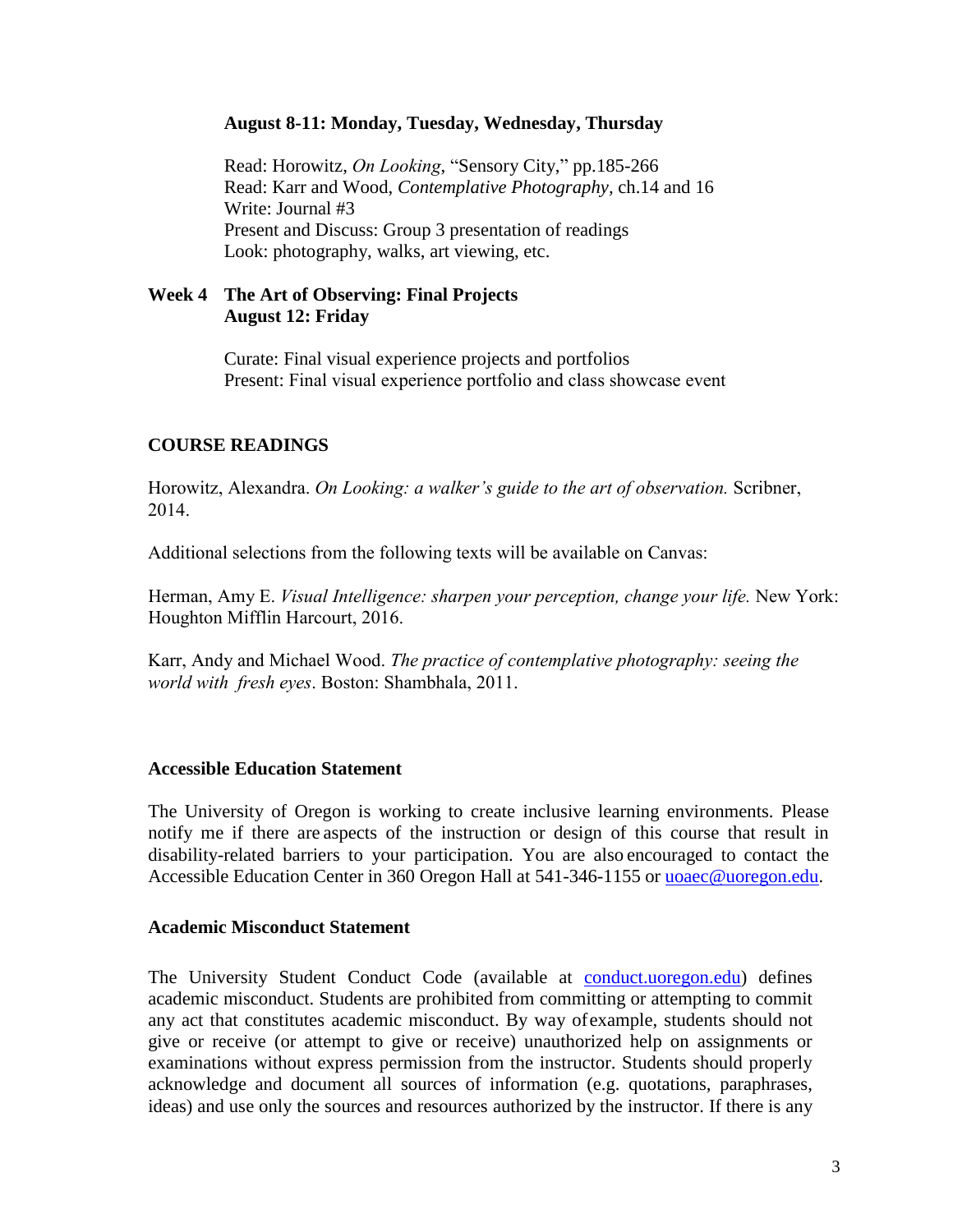**August 8-11: Monday, Tuesday, Wednesday, Thursday**

Read: Horowitz, *On Looking*, "Sensory City," pp.185-266
Read: Karr and Wood, *Contemplative Photography*, ch.14 and 16
Write: Journal #3
Present and Discuss: Group 3 presentation of readings
Look: photography, walks, art viewing, etc.

**Week 4 The Art of Observing: Final Projects**
**August 12: Friday**

Curate: Final visual experience projects and portfolios
Present: Final visual experience portfolio and class showcase event

## COURSE READINGS

Horowitz, Alexandra. *On Looking: a walker's guide to the art of observation.* Scribner, 2014.

Additional selections from the following texts will be available on Canvas:

Herman, Amy E. *Visual Intelligence: sharpen your perception, change your life.* New York: Houghton Mifflin Harcourt, 2016.

Karr, Andy and Michael Wood. *The practice of contemplative photography: seeing the world with fresh eyes*. Boston: Shambhala, 2011.

### Accessible Education Statement

The University of Oregon is working to create inclusive learning environments. Please notify me if there are aspects of the instruction or design of this course that result in disability-related barriers to your participation. You are also encouraged to contact the Accessible Education Center in 360 Oregon Hall at 541-346-1155 or uoaec@uoregon.edu.

### Academic Misconduct Statement

The University Student Conduct Code (available at conduct.uoregon.edu) defines academic misconduct. Students are prohibited from committing or attempting to commit any act that constitutes academic misconduct. By way of example, students should not give or receive (or attempt to give or receive) unauthorized help on assignments or examinations without express permission from the instructor. Students should properly acknowledge and document all sources of information (e.g. quotations, paraphrases, ideas) and use only the sources and resources authorized by the instructor. If there is any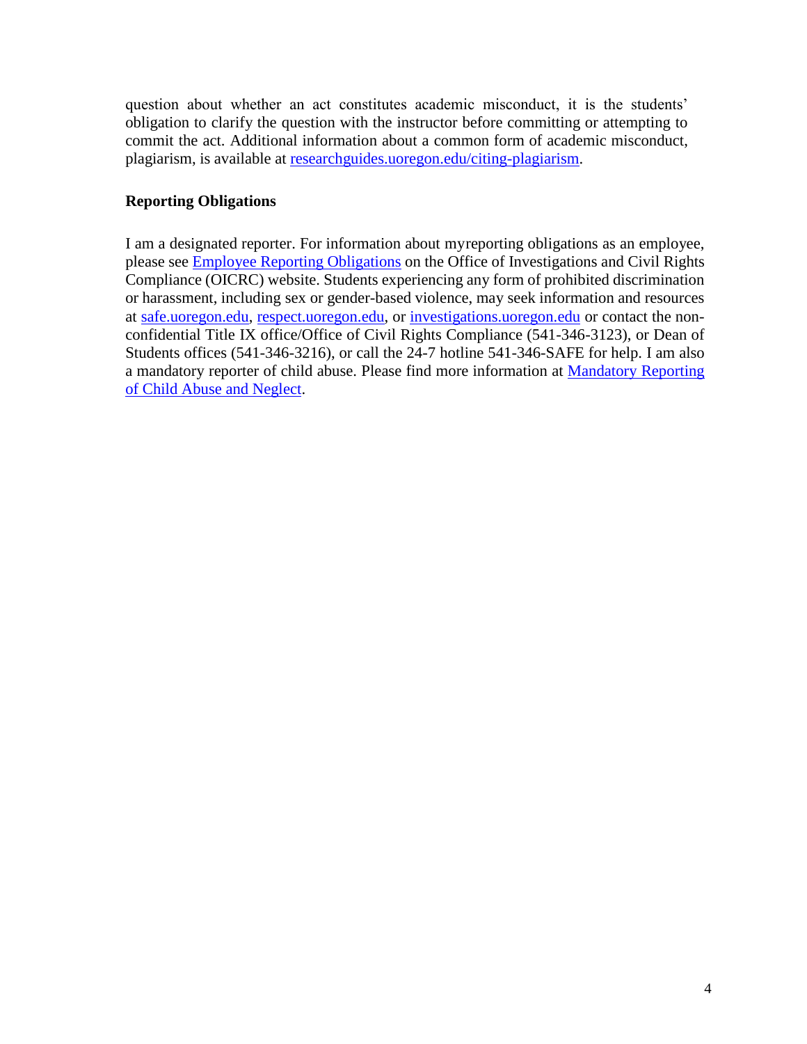question about whether an act constitutes academic misconduct, it is the students' obligation to clarify the question with the instructor before committing or attempting to commit the act. Additional information about a common form of academic misconduct, plagiarism, is available at [researchguides.uoregon.edu/citing-plagiarism](researchguides.uoregon.edu/citing-plagiarism).

### Reporting Obligations

I am a designated reporter. For information about myreporting obligations as an employee, please see [Employee Reporting Obligations]() on the Office of Investigations and Civil Rights Compliance (OICRC) website. Students experiencing any form of prohibited discrimination or harassment, including sex or gender-based violence, may seek information and resources at [safe.uoregon.edu](safe.uoregon.edu), [respect.uoregon.edu](respect.uoregon.edu), or [investigations.uoregon.edu](investigations.uoregon.edu) or contact the non-confidential Title IX office/Office of Civil Rights Compliance (541-346-3123), or Dean of Students offices (541-346-3216), or call the 24-7 hotline 541-346-SAFE for help. I am also a mandatory reporter of child abuse. Please find more information at [Mandatory Reporting of Child Abuse and Neglect]().